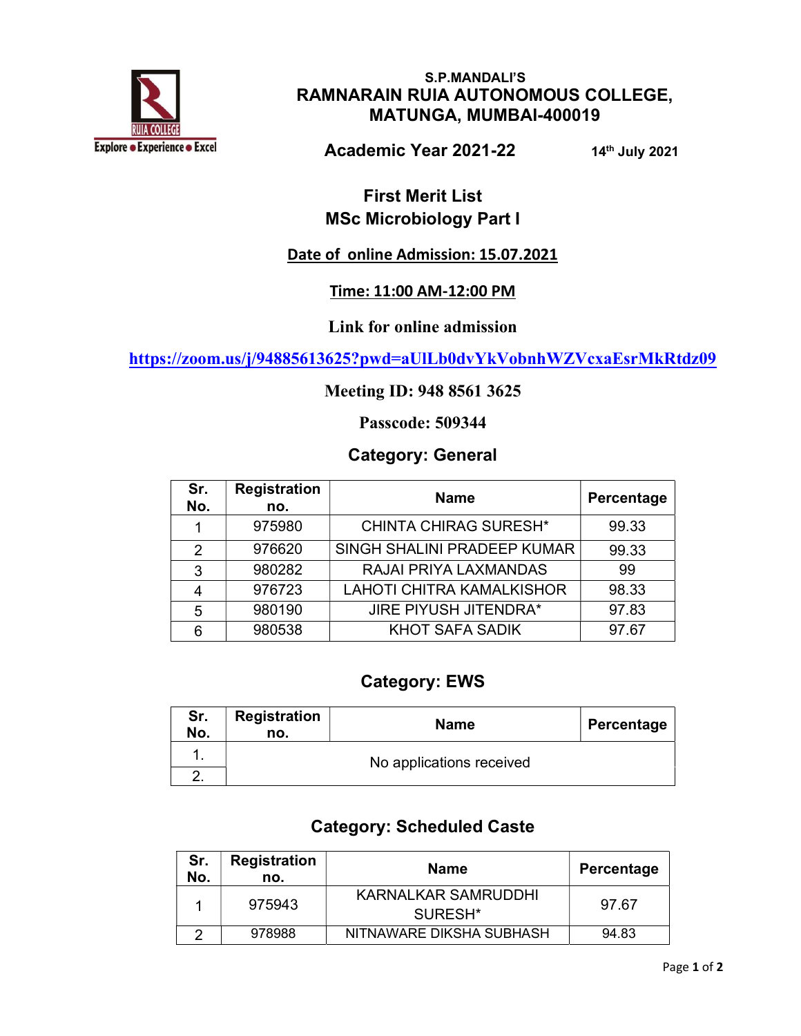S.P.MANDALI'S

# RAMNARAIN RUIA AUTONOMOUS COLLEGE, MATUNGA, MUMBAI-400019

**Academic Year 2021-22** **14th July 2021**

## First Merit List
## MSc Microbiology Part I

**Date of online Admission: 15.07.2021**

**Time: 11:00 AM-12:00 PM**

**Link for online admission**

https://zoom.us/j/94885613625?pwd=aUlLb0dvYkVobnhWZVcxaEsrMkRtdz09

**Meeting ID: 948 8561 3625**

**Passcode: 509344**

### Category: General

| Sr. No. | Registration no. | Name | Percentage |
|---|---|---|---|
| 1 | 975980 | CHINTA CHIRAG SURESH* | 99.33 |
| 2 | 976620 | SINGH SHALINI PRADEEP KUMAR | 99.33 |
| 3 | 980282 | RAJAI PRIYA LAXMANDAS | 99 |
| 4 | 976723 | LAHOTI CHITRA KAMALKISHOR | 98.33 |
| 5 | 980190 | JIRE PIYUSH JITENDRA* | 97.83 |
| 6 | 980538 | KHOT SAFA SADIK | 97.67 |

### Category: EWS

| Sr. No. | Registration no. | Name | Percentage |
|---|---|---|---|
| 1. | No applications received | | |
| 2. | | | |

### Category: Scheduled Caste

| Sr. No. | Registration no. | Name | Percentage |
|---|---|---|---|
| 1 | 975943 | KARNALKAR SAMRUDDHI SURESH* | 97.67 |
| 2 | 978988 | NITNAWARE DIKSHA SUBHASH | 94.83 |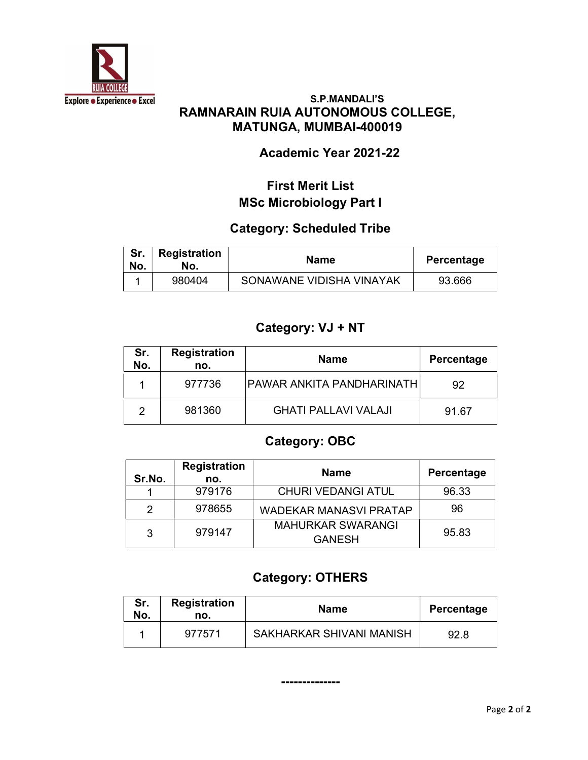S.P.MANDALI'S

# RAMNARAIN RUIA AUTONOMOUS COLLEGE, MATUNGA, MUMBAI-400019

## Academic Year 2021-22

## First Merit List
## MSc Microbiology Part I

### Category: Scheduled Tribe

| Sr. No. | Registration No. | Name | Percentage |
|---|---|---|---|
| 1 | 980404 | SONAWANE VIDISHA VINAYAK | 93.666 |

### Category: VJ + NT

| Sr. No. | Registration no. | Name | Percentage |
|---|---|---|---|
| 1 | 977736 | PAWAR ANKITA PANDHARINATH | 92 |
| 2 | 981360 | GHATI PALLAVI VALAJI | 91.67 |

### Category: OBC

| Sr.No. | Registration no. | Name | Percentage |
|---|---|---|---|
| 1 | 979176 | CHURI VEDANGI ATUL | 96.33 |
| 2 | 978655 | WADEKAR MANASVI PRATAP | 96 |
| 3 | 979147 | MAHURKAR SWARANGI GANESH | 95.83 |

### Category: OTHERS

| Sr. No. | Registration no. | Name | Percentage |
|---|---|---|---|
| 1 | 977571 | SAKHARKAR SHIVANI MANISH | 92.8 |

--------------